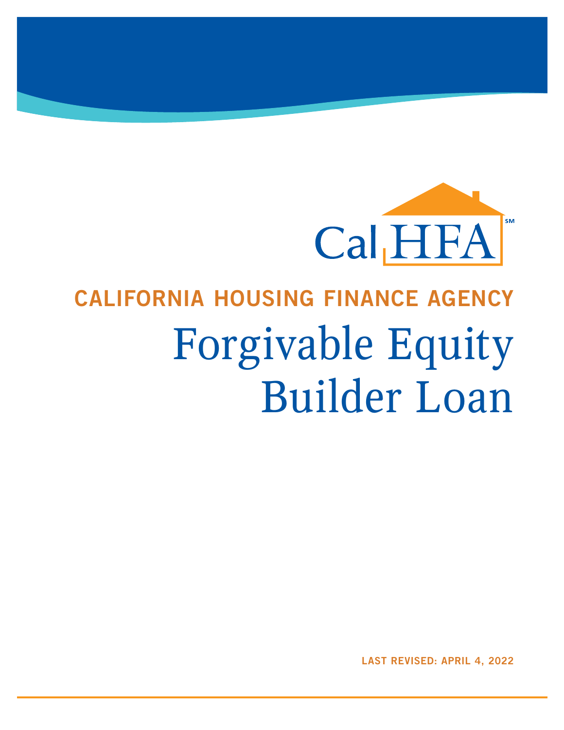CalHFA[SM]

## CALIFORNIA HOUSING FINANCE AGENCY

# Forgivable Equity Builder Loan

**LAST REVISED: APRIL 4, 2022**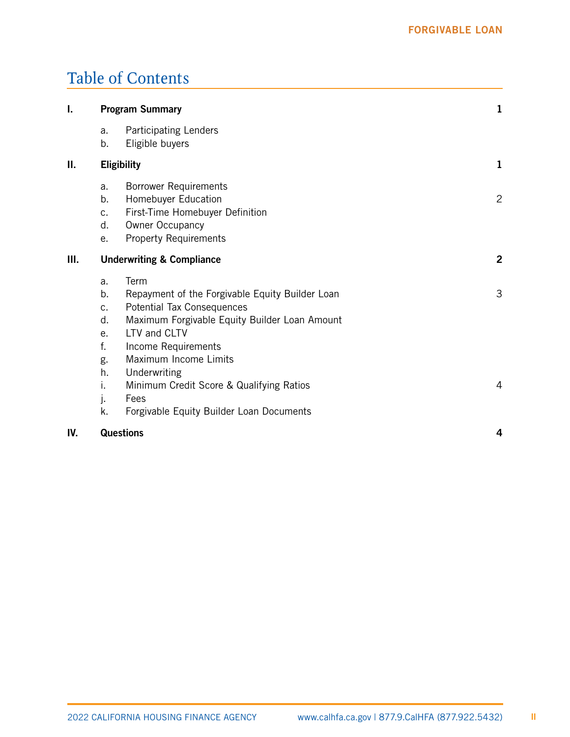# Table of Contents

| | | Page |
|---|---|---|
| **I.** | **Program Summary** | **1** |
| | a. Participating Lenders | |
| | b. Eligible buyers | |
| **II.** | **Eligibility** | **1** |
| | a. Borrower Requirements | |
| | b. Homebuyer Education | 2 |
| | c. First-Time Homebuyer Definition | |
| | d. Owner Occupancy | |
| | e. Property Requirements | |
| **III.** | **Underwriting & Compliance** | **2** |
| | a. Term | |
| | b. Repayment of the Forgivable Equity Builder Loan | 3 |
| | c. Potential Tax Consequences | |
| | d. Maximum Forgivable Equity Builder Loan Amount | |
| | e. LTV and CLTV | |
| | f. Income Requirements | |
| | g. Maximum Income Limits | |
| | h. Underwriting | |
| | i. Minimum Credit Score & Qualifying Ratios | 4 |
| | j. Fees | |
| | k. Forgivable Equity Builder Loan Documents | |
| **IV.** | **Questions** | **4** |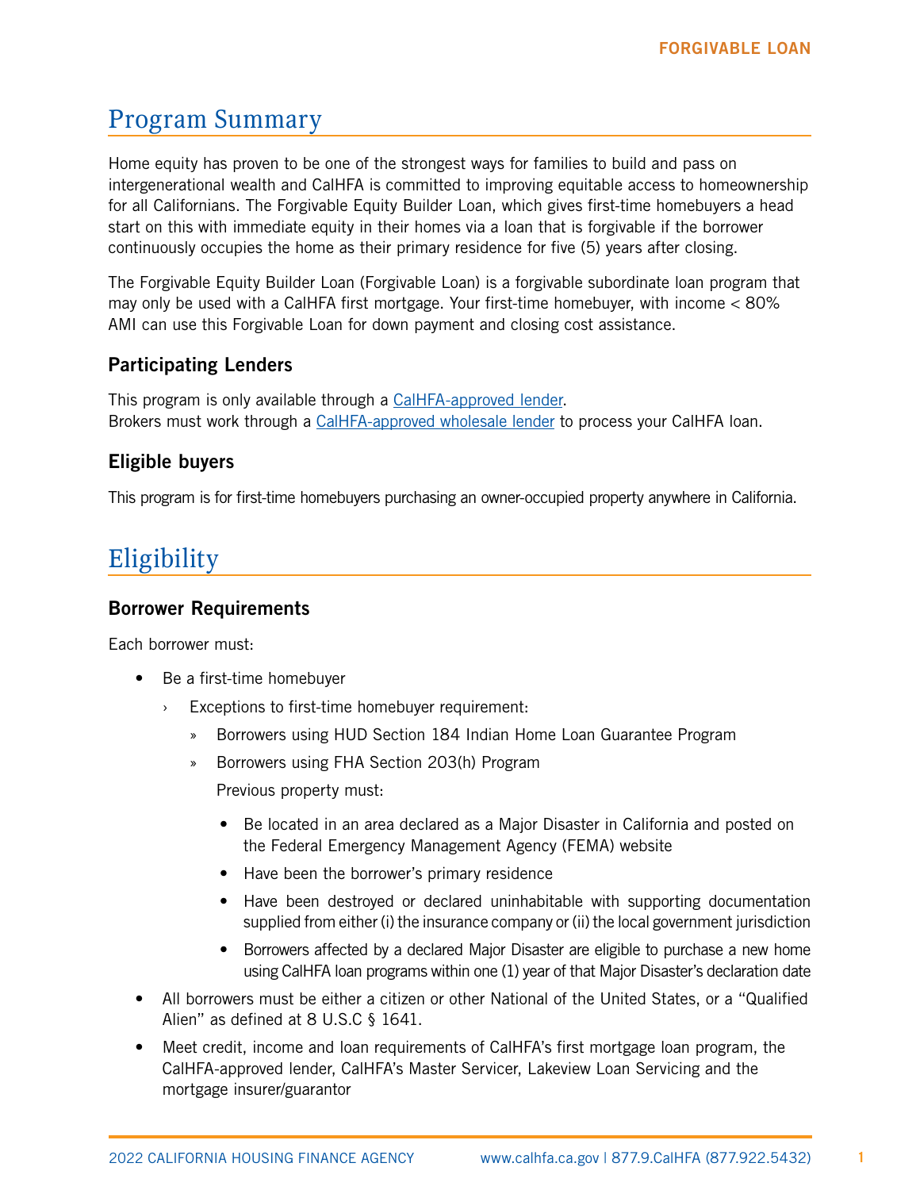# Program Summary

Home equity has proven to be one of the strongest ways for families to build and pass on intergenerational wealth and CalHFA is committed to improving equitable access to homeownership for all Californians. The Forgivable Equity Builder Loan, which gives first-time homebuyers a head start on this with immediate equity in their homes via a loan that is forgivable if the borrower continuously occupies the home as their primary residence for five (5) years after closing.

The Forgivable Equity Builder Loan (Forgivable Loan) is a forgivable subordinate loan program that may only be used with a CalHFA first mortgage. Your first-time homebuyer, with income < 80% AMI can use this Forgivable Loan for down payment and closing cost assistance.

### Participating Lenders

This program is only available through a CalHFA-approved lender.
Brokers must work through a CalHFA-approved wholesale lender to process your CalHFA loan.

### Eligible buyers

This program is for first-time homebuyers purchasing an owner-occupied property anywhere in California.

# Eligibility

### Borrower Requirements

Each borrower must:

- Be a first-time homebuyer
  - Exceptions to first-time homebuyer requirement:
    - Borrowers using HUD Section 184 Indian Home Loan Guarantee Program
    - Borrowers using FHA Section 203(h) Program

      Previous property must:

      - Be located in an area declared as a Major Disaster in California and posted on the Federal Emergency Management Agency (FEMA) website
      - Have been the borrower's primary residence
      - Have been destroyed or declared uninhabitable with supporting documentation supplied from either (i) the insurance company or (ii) the local government jurisdiction
      - Borrowers affected by a declared Major Disaster are eligible to purchase a new home using CalHFA loan programs within one (1) year of that Major Disaster's declaration date
- All borrowers must be either a citizen or other National of the United States, or a "Qualified Alien" as defined at 8 U.S.C § 1641.
- Meet credit, income and loan requirements of CalHFA's first mortgage loan program, the CalHFA-approved lender, CalHFA's Master Servicer, Lakeview Loan Servicing and the mortgage insurer/guarantor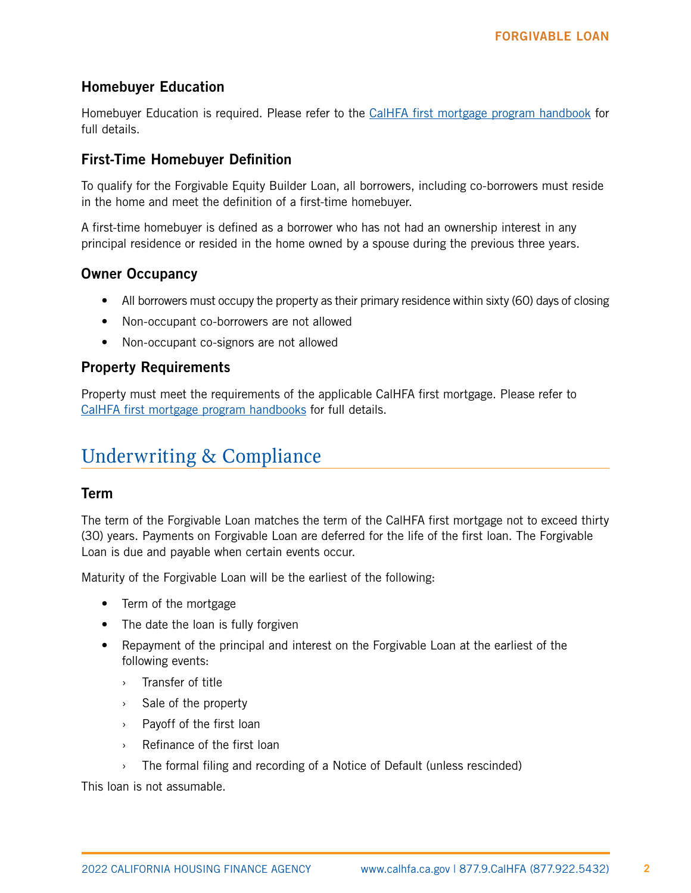### Homebuyer Education

Homebuyer Education is required. Please refer to the [CalHFA first mortgage program handbook](#) for full details.

### First-Time Homebuyer Definition

To qualify for the Forgivable Equity Builder Loan, all borrowers, including co-borrowers must reside in the home and meet the definition of a first-time homebuyer.

A first-time homebuyer is defined as a borrower who has not had an ownership interest in any principal residence or resided in the home owned by a spouse during the previous three years.

### Owner Occupancy

- All borrowers must occupy the property as their primary residence within sixty (60) days of closing
- Non-occupant co-borrowers are not allowed
- Non-occupant co-signors are not allowed

### Property Requirements

Property must meet the requirements of the applicable CalHFA first mortgage. Please refer to [CalHFA first mortgage program handbooks](#) for full details.

## Underwriting & Compliance

### Term

The term of the Forgivable Loan matches the term of the CalHFA first mortgage not to exceed thirty (30) years. Payments on Forgivable Loan are deferred for the life of the first loan. The Forgivable Loan is due and payable when certain events occur.

Maturity of the Forgivable Loan will be the earliest of the following:

- Term of the mortgage
- The date the loan is fully forgiven
- Repayment of the principal and interest on the Forgivable Loan at the earliest of the following events:
  - Transfer of title
  - Sale of the property
  - Payoff of the first loan
  - Refinance of the first loan
  - The formal filing and recording of a Notice of Default (unless rescinded)

This loan is not assumable.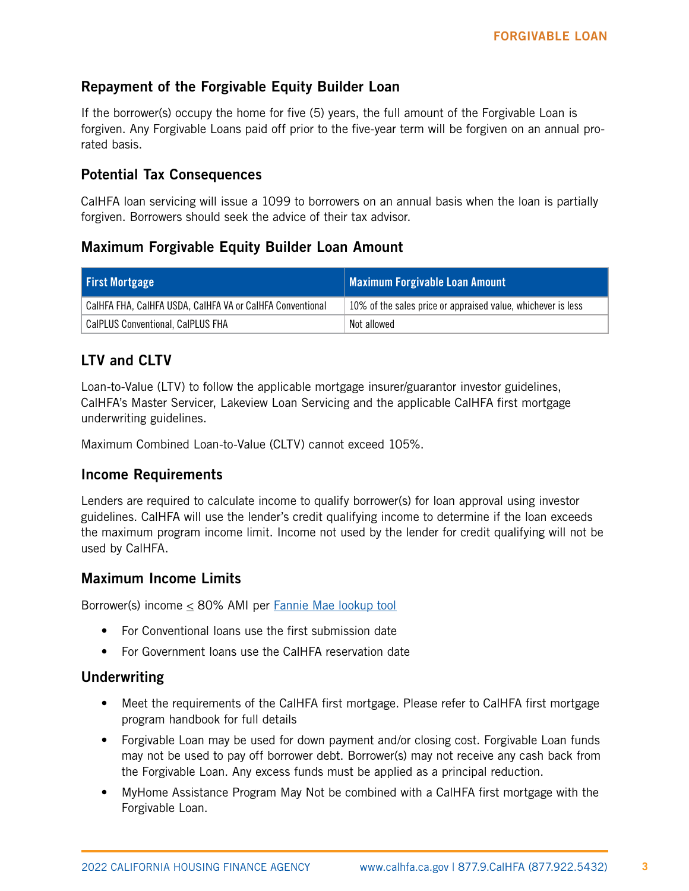## Repayment of the Forgivable Equity Builder Loan

If the borrower(s) occupy the home for five (5) years, the full amount of the Forgivable Loan is forgiven. Any Forgivable Loans paid off prior to the five-year term will be forgiven on an annual pro-rated basis.

## Potential Tax Consequences

CalHFA loan servicing will issue a 1099 to borrowers on an annual basis when the loan is partially forgiven. Borrowers should seek the advice of their tax advisor.

## Maximum Forgivable Equity Builder Loan Amount

| First Mortgage | Maximum Forgivable Loan Amount |
| --- | --- |
| CalHFA FHA, CalHFA USDA, CalHFA VA or CalHFA Conventional | 10% of the sales price or appraised value, whichever is less |
| CalPLUS Conventional, CalPLUS FHA | Not allowed |

## LTV and CLTV

Loan-to-Value (LTV) to follow the applicable mortgage insurer/guarantor investor guidelines, CalHFA's Master Servicer, Lakeview Loan Servicing and the applicable CalHFA first mortgage underwriting guidelines.

Maximum Combined Loan-to-Value (CLTV) cannot exceed 105%.

## Income Requirements

Lenders are required to calculate income to qualify borrower(s) for loan approval using investor guidelines. CalHFA will use the lender's credit qualifying income to determine if the loan exceeds the maximum program income limit. Income not used by the lender for credit qualifying will not be used by CalHFA.

## Maximum Income Limits

Borrower(s) income ≤ 80% AMI per Fannie Mae lookup tool

- For Conventional loans use the first submission date
- For Government loans use the CalHFA reservation date

## Underwriting

- Meet the requirements of the CalHFA first mortgage. Please refer to CalHFA first mortgage program handbook for full details
- Forgivable Loan may be used for down payment and/or closing cost. Forgivable Loan funds may not be used to pay off borrower debt. Borrower(s) may not receive any cash back from the Forgivable Loan. Any excess funds must be applied as a principal reduction.
- MyHome Assistance Program May Not be combined with a CalHFA first mortgage with the Forgivable Loan.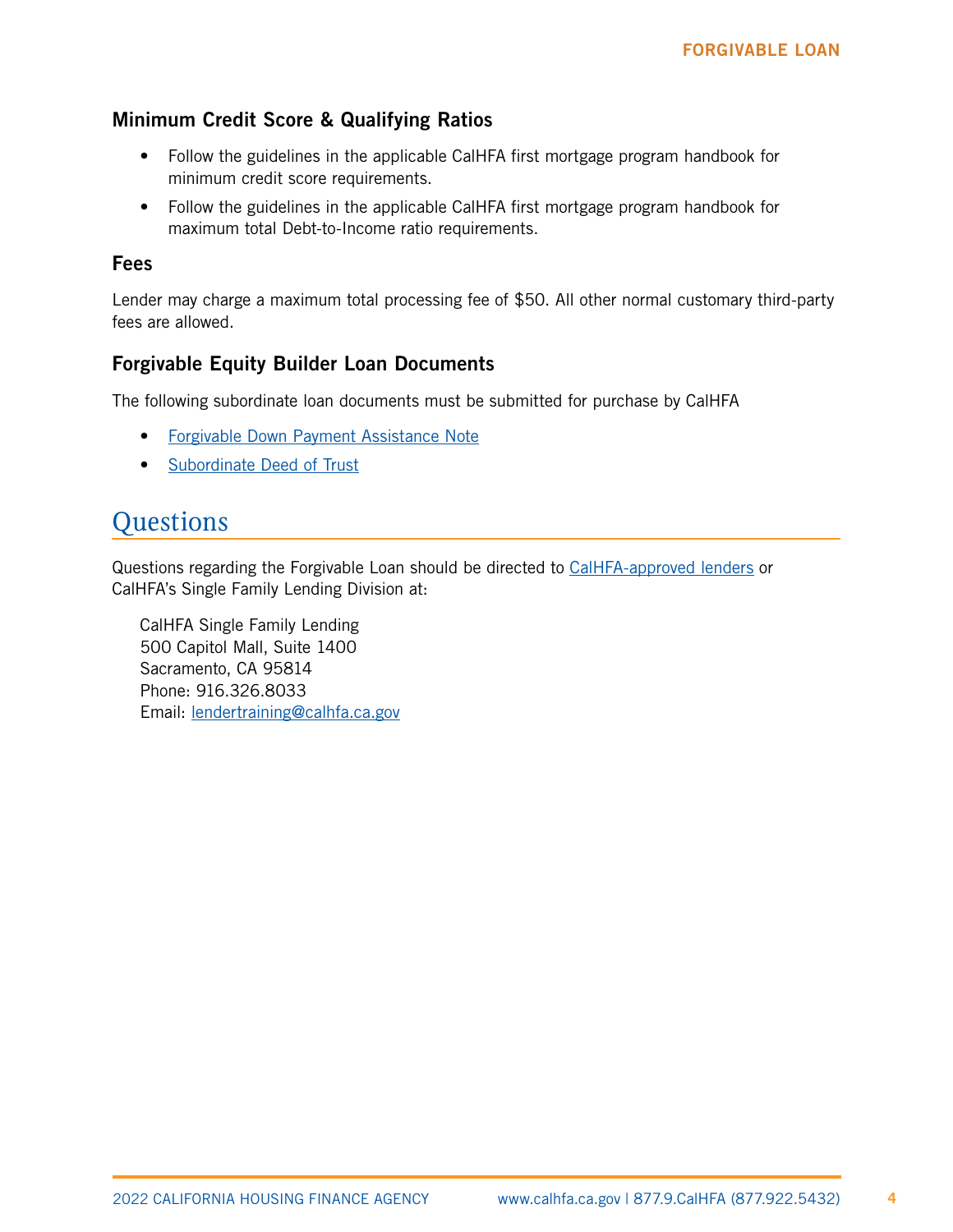### Minimum Credit Score & Qualifying Ratios

- Follow the guidelines in the applicable CalHFA first mortgage program handbook for minimum credit score requirements.
- Follow the guidelines in the applicable CalHFA first mortgage program handbook for maximum total Debt-to-Income ratio requirements.

### Fees

Lender may charge a maximum total processing fee of $50. All other normal customary third-party fees are allowed.

### Forgivable Equity Builder Loan Documents

The following subordinate loan documents must be submitted for purchase by CalHFA

- Forgivable Down Payment Assistance Note
- Subordinate Deed of Trust

## Questions

Questions regarding the Forgivable Loan should be directed to CalHFA-approved lenders or CalHFA's Single Family Lending Division at:

CalHFA Single Family Lending
500 Capitol Mall, Suite 1400
Sacramento, CA 95814
Phone: 916.326.8033
Email: lendertraining@calhfa.ca.gov